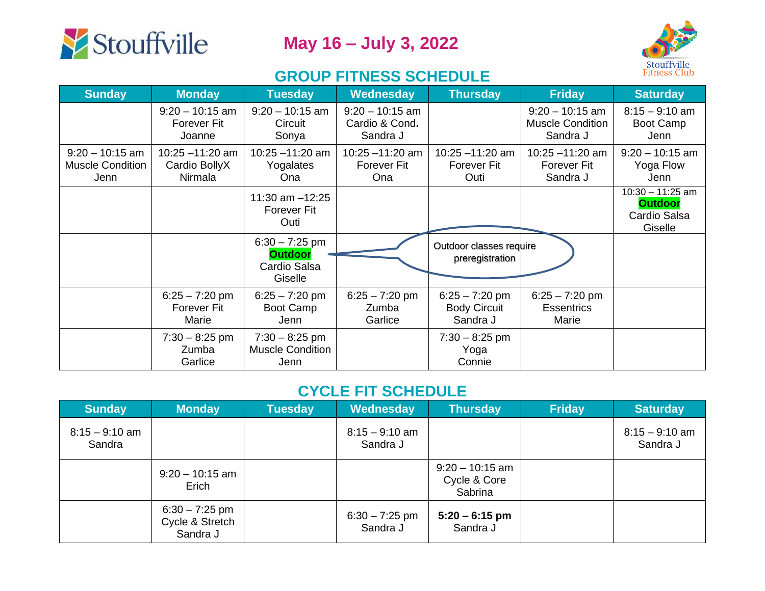Stouffville

# May 16 – July 3, 2022

Stouffville Fitness Club

## GROUP FITNESS SCHEDULE

| Sunday | Monday | Tuesday | Wednesday | Thursday | Friday | Saturday |
|---|---|---|---|---|---|---|
| | 9:20 – 10:15 am Forever Fit Joanne | 9:20 – 10:15 am Circuit Sonya | 9:20 – 10:15 am Cardio & Cond. Sandra J | | 9:20 – 10:15 am Muscle Condition Sandra J | 8:15 – 9:10 am Boot Camp Jenn |
| 9:20 – 10:15 am Muscle Condition Jenn | 10:25 –11:20 am Cardio BollyX Nirmala | 10:25 –11:20 am Yogalates Ona | 10:25 –11:20 am Forever Fit Ona | 10:25 –11:20 am Forever Fit Outi | 10:25 –11:20 am Forever Fit Sandra J | 9:20 – 10:15 am Yoga Flow Jenn |
| | | 11:30 am –12:25 Forever Fit Outi | | | | 10:30 – 11:25 am **Outdoor** Cardio Salsa Giselle |
| | | 6:30 – 7:25 pm **Outdoor** Cardio Salsa Giselle | | | | |
| | 6:25 – 7:20 pm Forever Fit Marie | 6:25 – 7:20 pm Boot Camp Jenn | 6:25 – 7:20 pm Zumba Garlice | 6:25 – 7:20 pm Body Circuit Sandra J | 6:25 – 7:20 pm Essentrics Marie | |
| | 7:30 – 8:25 pm Zumba Garlice | 7:30 – 8:25 pm Muscle Condition Jenn | | 7:30 – 8:25 pm Yoga Connie | | |

Outdoor classes require preregistration

## CYCLE FIT SCHEDULE

| Sunday | Monday | Tuesday | Wednesday | Thursday | Friday | Saturday |
|---|---|---|---|---|---|---|
| 8:15 – 9:10 am Sandra | | | 8:15 – 9:10 am Sandra J | | | 8:15 – 9:10 am Sandra J |
| | 9:20 – 10:15 am Erich | | | 9:20 – 10:15 am Cycle & Core Sabrina | | |
| | 6:30 – 7:25 pm Cycle & Stretch Sandra J | | 6:30 – 7:25 pm Sandra J | **5:20 – 6:15 pm** Sandra J | | |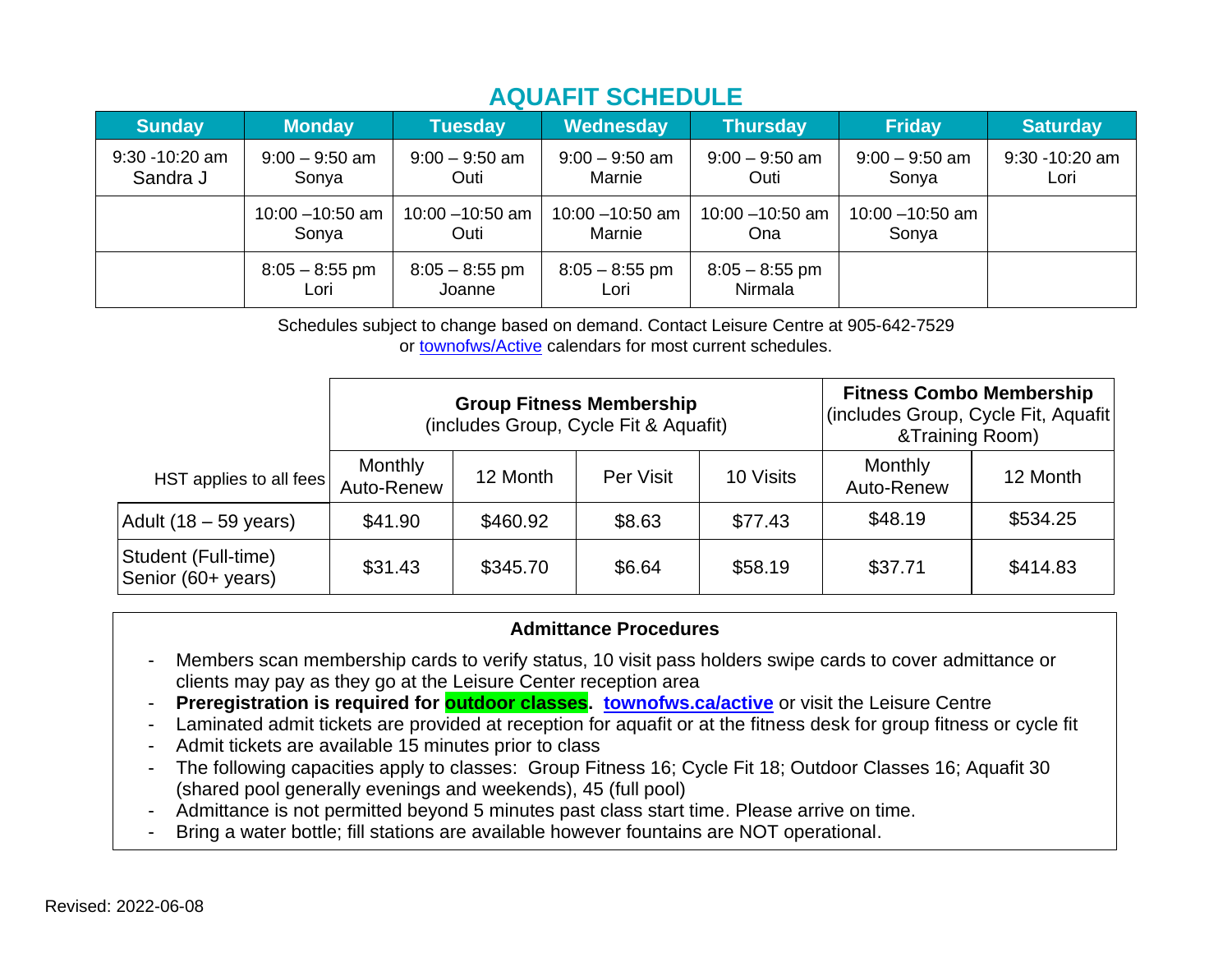# AQUAFIT SCHEDULE

| Sunday | Monday | Tuesday | Wednesday | Thursday | Friday | Saturday |
|---|---|---|---|---|---|---|
| 9:30 -10:20 am Sandra J | 9:00 – 9:50 am Sonya | 9:00 – 9:50 am Outi | 9:00 – 9:50 am Marnie | 9:00 – 9:50 am Outi | 9:00 – 9:50 am Sonya | 9:30 -10:20 am Lori |
| | 10:00 –10:50 am Sonya | 10:00 –10:50 am Outi | 10:00 –10:50 am Marnie | 10:00 –10:50 am Ona | 10:00 –10:50 am Sonya | |
| | 8:05 – 8:55 pm Lori | 8:05 – 8:55 pm Joanne | 8:05 – 8:55 pm Lori | 8:05 – 8:55 pm Nirmala | | |

Schedules subject to change based on demand. Contact Leisure Centre at 905-642-7529 or townofws/Active calendars for most current schedules.

| | **Group Fitness Membership** (includes Group, Cycle Fit & Aquafit) | | | | **Fitness Combo Membership** (includes Group, Cycle Fit, Aquafit &Training Room) | |
|---|---|---|---|---|---|---|
| HST applies to all fees | Monthly Auto-Renew | 12 Month | Per Visit | 10 Visits | Monthly Auto-Renew | 12 Month |
| Adult (18 – 59 years) | $41.90 | $460.92 | $8.63 | $77.43 | $48.19 | $534.25 |
| Student (Full-time) Senior (60+ years) | $31.43 | $345.70 | $6.64 | $58.19 | $37.71 | $414.83 |

**Admittance Procedures**

- Members scan membership cards to verify status, 10 visit pass holders swipe cards to cover admittance or clients may pay as they go at the Leisure Center reception area
- **Preregistration is required for outdoor classes. townofws.ca/active** or visit the Leisure Centre
- Laminated admit tickets are provided at reception for aquafit or at the fitness desk for group fitness or cycle fit
- Admit tickets are available 15 minutes prior to class
- The following capacities apply to classes: Group Fitness 16; Cycle Fit 18; Outdoor Classes 16; Aquafit 30 (shared pool generally evenings and weekends), 45 (full pool)
- Admittance is not permitted beyond 5 minutes past class start time. Please arrive on time.
- Bring a water bottle; fill stations are available however fountains are NOT operational.

Revised: 2022-06-08